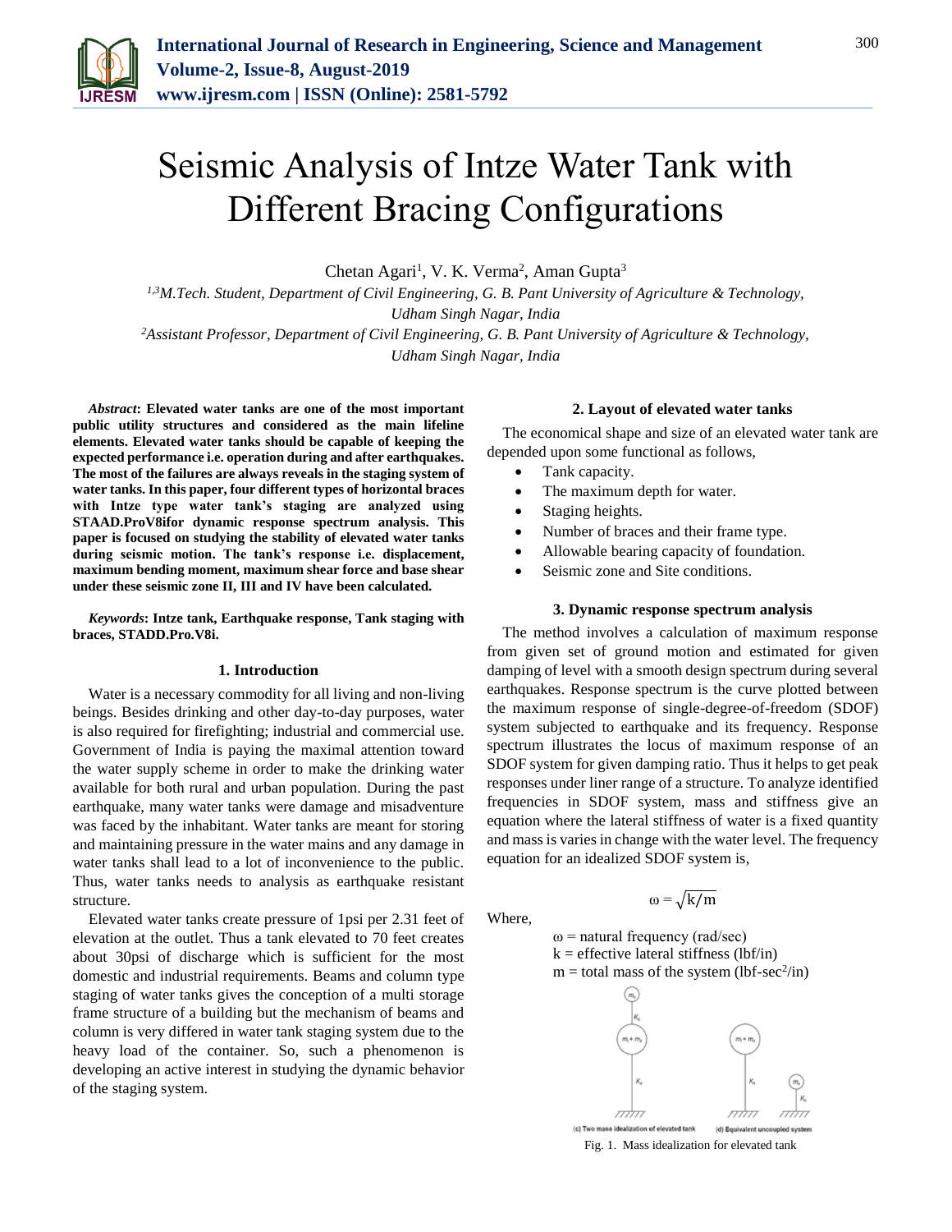# Seismic Analysis of Intze Water Tank with Different Bracing Configurations

Chetan Agari[1], V. K. Verma[2], Aman Gupta[3]

[1,3]*M.Tech. Student, Department of Civil Engineering, G. B. Pant University of Agriculture & Technology, Udham Singh Nagar, India*

[2]*Assistant Professor, Department of Civil Engineering, G. B. Pant University of Agriculture & Technology, Udham Singh Nagar, India*

***Abstract*: Elevated water tanks are one of the most important public utility structures and considered as the main lifeline elements. Elevated water tanks should be capable of keeping the expected performance i.e. operation during and after earthquakes. The most of the failures are always reveals in the staging system of water tanks. In this paper, four different types of horizontal braces with Intze type water tank's staging are analyzed using STAAD.ProV8ifor dynamic response spectrum analysis. This paper is focused on studying the stability of elevated water tanks during seismic motion. The tank's response i.e. displacement, maximum bending moment, maximum shear force and base shear under these seismic zone II, III and IV have been calculated.**

***Keywords*: Intze tank, Earthquake response, Tank staging with braces, STADD.Pro.V8i.**

## 1. Introduction

Water is a necessary commodity for all living and non-living beings. Besides drinking and other day-to-day purposes, water is also required for firefighting; industrial and commercial use. Government of India is paying the maximal attention toward the water supply scheme in order to make the drinking water available for both rural and urban population. During the past earthquake, many water tanks were damage and misadventure was faced by the inhabitant. Water tanks are meant for storing and maintaining pressure in the water mains and any damage in water tanks shall lead to a lot of inconvenience to the public. Thus, water tanks needs to analysis as earthquake resistant structure.

Elevated water tanks create pressure of 1psi per 2.31 feet of elevation at the outlet. Thus a tank elevated to 70 feet creates about 30psi of discharge which is sufficient for the most domestic and industrial requirements. Beams and column type staging of water tanks gives the conception of a multi storage frame structure of a building but the mechanism of beams and column is very differed in water tank staging system due to the heavy load of the container. So, such a phenomenon is developing an active interest in studying the dynamic behavior of the staging system.

## 2. Layout of elevated water tanks

The economical shape and size of an elevated water tank are depended upon some functional as follows,

- Tank capacity.
- The maximum depth for water.
- Staging heights.
- Number of braces and their frame type.
- Allowable bearing capacity of foundation.
- Seismic zone and Site conditions.

## 3. Dynamic response spectrum analysis

The method involves a calculation of maximum response from given set of ground motion and estimated for given damping of level with a smooth design spectrum during several earthquakes. Response spectrum is the curve plotted between the maximum response of single-degree-of-freedom (SDOF) system subjected to earthquake and its frequency. Response spectrum illustrates the locus of maximum response of an SDOF system for given damping ratio. Thus it helps to get peak responses under liner range of a structure. To analyze identified frequencies in SDOF system, mass and stiffness give an equation where the lateral stiffness of water is a fixed quantity and mass is varies in change with the water level. The frequency equation for an idealized SDOF system is,

$$\omega = \sqrt{k/m}$$

Where,

$\omega$ = natural frequency (rad/sec)
$k$ = effective lateral stiffness (lbf/in)
$m$ = total mass of the system (lbf-sec$^2$/in)

(c) Two mass idealization of elevated tank (d) Equivalent uncoupled system

Fig. 1. Mass idealization for elevated tank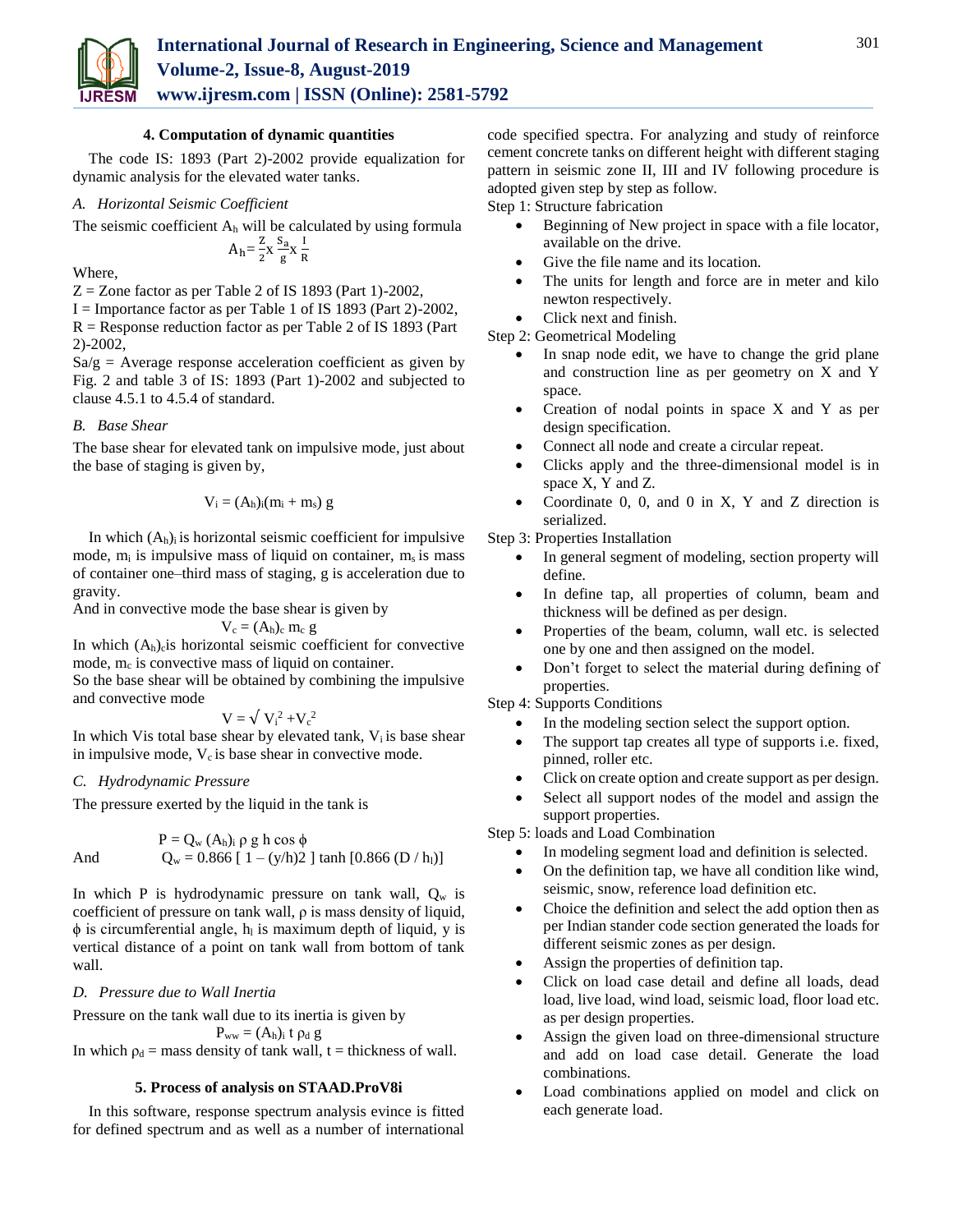## 4. Computation of dynamic quantities

The code IS: 1893 (Part 2)-2002 provide equalization for dynamic analysis for the elevated water tanks.

### A. Horizontal Seismic Coefficient

The seismic coefficient $A_h$ will be calculated by using formula

$$A_h = \frac{Z}{2} x \frac{S_a}{g} x \frac{I}{R}$$

Where,

Z = Zone factor as per Table 2 of IS 1893 (Part 1)-2002,

I = Importance factor as per Table 1 of IS 1893 (Part 2)-2002,

R = Response reduction factor as per Table 2 of IS 1893 (Part 2)-2002,

Sa/g = Average response acceleration coefficient as given by Fig. 2 and table 3 of IS: 1893 (Part 1)-2002 and subjected to clause 4.5.1 to 4.5.4 of standard.

### B. Base Shear

The base shear for elevated tank on impulsive mode, just about the base of staging is given by,

$$V_i = (A_h)_i (m_i + m_s) g$$

In which $(A_h)_i$ is horizontal seismic coefficient for impulsive mode, $m_i$ is impulsive mass of liquid on container, $m_s$ is mass of container one–third mass of staging, g is acceleration due to gravity.

And in convective mode the base shear is given by

$$V_c = (A_h)_c m_c g$$

In which $(A_h)_c$is horizontal seismic coefficient for convective mode, $m_c$ is convective mass of liquid on container.

So the base shear will be obtained by combining the impulsive and convective mode

$$V = \sqrt{V_i^2 + V_c^2}$$

In which Vis total base shear by elevated tank, $V_i$ is base shear in impulsive mode, $V_c$ is base shear in convective mode.

### C. Hydrodynamic Pressure

The pressure exerted by the liquid in the tank is

$$P = Q_w (A_h)_i \rho g h \cos \phi$$

And $$Q_w = 0.866 [ 1 - (y/h)2 ] \tanh [0.866 (D / h_l)]$$

In which P is hydrodynamic pressure on tank wall, $Q_w$ is coefficient of pressure on tank wall, ρ is mass density of liquid, ϕ is circumferential angle, $h_l$ is maximum depth of liquid, y is vertical distance of a point on tank wall from bottom of tank wall.

### D. Pressure due to Wall Inertia

Pressure on the tank wall due to its inertia is given by

$$P_{ww} = (A_h)_i t \rho_d g$$

In which $\rho_d$ = mass density of tank wall, t = thickness of wall.

## 5. Process of analysis on STAAD.ProV8i

In this software, response spectrum analysis evince is fitted for defined spectrum and as well as a number of international code specified spectra. For analyzing and study of reinforce cement concrete tanks on different height with different staging pattern in seismic zone II, III and IV following procedure is adopted given step by step as follow.

Step 1: Structure fabrication

- Beginning of New project in space with a file locator, available on the drive.
- Give the file name and its location.
- The units for length and force are in meter and kilo newton respectively.
- Click next and finish.

Step 2: Geometrical Modeling

- In snap node edit, we have to change the grid plane and construction line as per geometry on X and Y space.
- Creation of nodal points in space X and Y as per design specification.
- Connect all node and create a circular repeat.
- Clicks apply and the three-dimensional model is in space X, Y and Z.
- Coordinate 0, 0, and 0 in X, Y and Z direction is serialized.

Step 3: Properties Installation

- In general segment of modeling, section property will define.
- In define tap, all properties of column, beam and thickness will be defined as per design.
- Properties of the beam, column, wall etc. is selected one by one and then assigned on the model.
- Don't forget to select the material during defining of properties.

Step 4: Supports Conditions

- In the modeling section select the support option.
- The support tap creates all type of supports i.e. fixed, pinned, roller etc.
- Click on create option and create support as per design.
- Select all support nodes of the model and assign the support properties.

Step 5: loads and Load Combination

- In modeling segment load and definition is selected.
- On the definition tap, we have all condition like wind, seismic, snow, reference load definition etc.
- Choice the definition and select the add option then as per Indian standard code section generated the loads for different seismic zones as per design.
- Assign the properties of definition tap.
- Click on load case detail and define all loads, dead load, live load, wind load, seismic load, floor load etc. as per design properties.
- Assign the given load on three-dimensional structure and add on load case detail. Generate the load combinations.
- Load combinations applied on model and click on each generate load.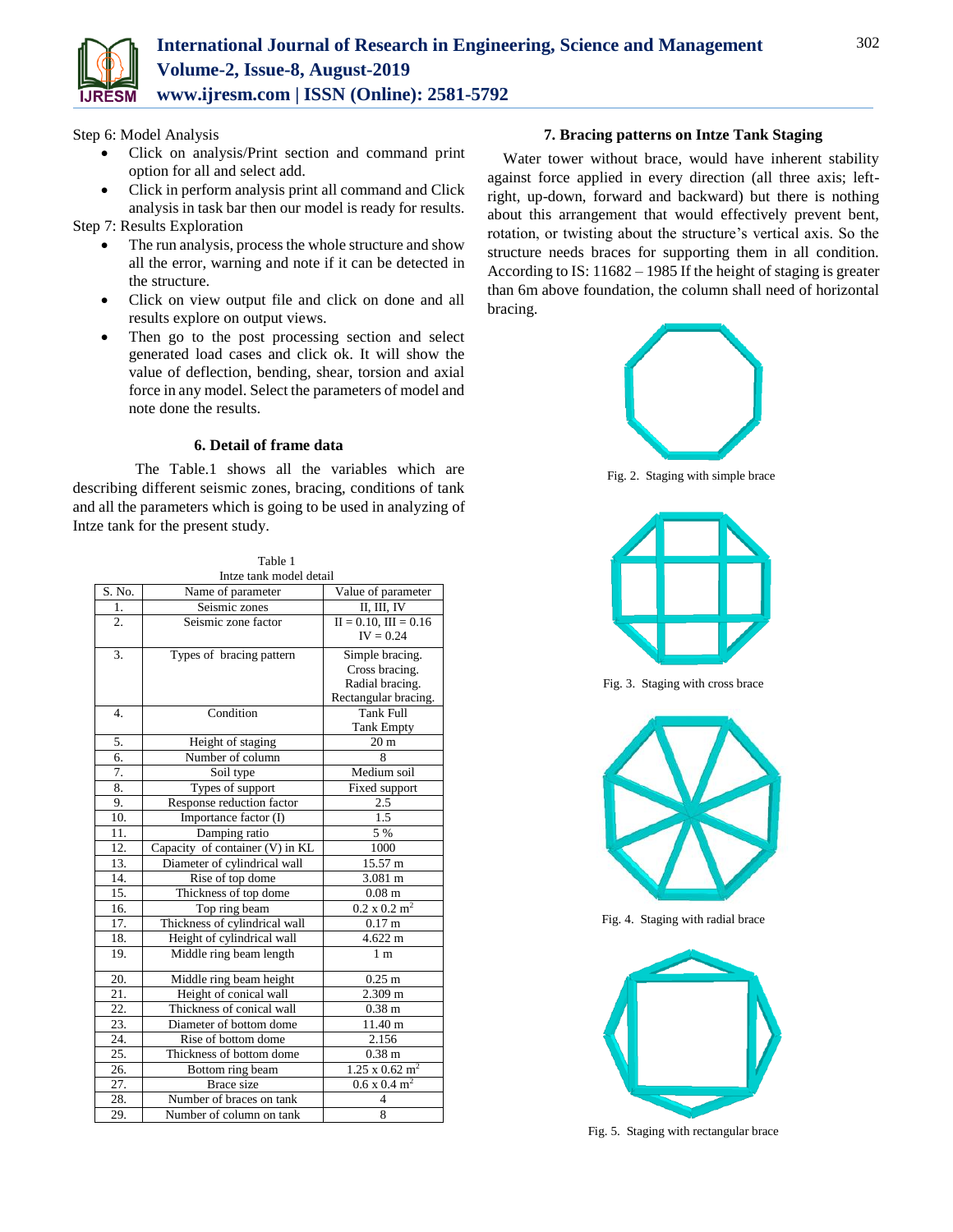Step 6: Model Analysis

- Click on analysis/Print section and command print option for all and select add.
- Click in perform analysis print all command and Click analysis in task bar then our model is ready for results.

Step 7: Results Exploration

- The run analysis, process the whole structure and show all the error, warning and note if it can be detected in the structure.
- Click on view output file and click on done and all results explore on output views.
- Then go to the post processing section and select generated load cases and click ok. It will show the value of deflection, bending, shear, torsion and axial force in any model. Select the parameters of model and note done the results.

## 6. Detail of frame data

The Table.1 shows all the variables which are describing different seismic zones, bracing, conditions of tank and all the parameters which is going to be used in analyzing of Intze tank for the present study.

Table 1
Intze tank model detail

| S. No. | Name of parameter | Value of parameter |
|---|---|---|
| 1. | Seismic zones | II, III, IV |
| 2. | Seismic zone factor | II = 0.10, III = 0.16 IV = 0.24 |
| 3. | Types of bracing pattern | Simple bracing. Cross bracing. Radial bracing. Rectangular bracing. |
| 4. | Condition | Tank Full Tank Empty |
| 5. | Height of staging | 20 m |
| 6. | Number of column | 8 |
| 7. | Soil type | Medium soil |
| 8. | Types of support | Fixed support |
| 9. | Response reduction factor | 2.5 |
| 10. | Importance factor (I) | 1.5 |
| 11. | Damping ratio | 5 % |
| 12. | Capacity of container (V) in KL | 1000 |
| 13. | Diameter of cylindrical wall | 15.57 m |
| 14. | Rise of top dome | 3.081 m |
| 15. | Thickness of top dome | 0.08 m |
| 16. | Top ring beam | 0.2 x 0.2 $m^2$ |
| 17. | Thickness of cylindrical wall | 0.17 m |
| 18. | Height of cylindrical wall | 4.622 m |
| 19. | Middle ring beam length | 1 m |
| 20. | Middle ring beam height | 0.25 m |
| 21. | Height of conical wall | 2.309 m |
| 22. | Thickness of conical wall | 0.38 m |
| 23. | Diameter of bottom dome | 11.40 m |
| 24. | Rise of bottom dome | 2.156 |
| 25. | Thickness of bottom dome | 0.38 m |
| 26. | Bottom ring beam | 1.25 x 0.62 $m^2$ |
| 27. | Brace size | 0.6 x 0.4 $m^2$ |
| 28. | Number of braces on tank | 4 |
| 29. | Number of column on tank | 8 |

## 7. Bracing patterns on Intze Tank Staging

Water tower without brace, would have inherent stability against force applied in every direction (all three axis; left-right, up-down, forward and backward) but there is nothing about this arrangement that would effectively prevent bent, rotation, or twisting about the structure's vertical axis. So the structure needs braces for supporting them in all condition. According to IS: 11682 – 1985 If the height of staging is greater than 6m above foundation, the column shall need of horizontal bracing.

Fig. 2. Staging with simple brace

Fig. 3. Staging with cross brace

Fig. 4. Staging with radial brace

Fig. 5. Staging with rectangular brace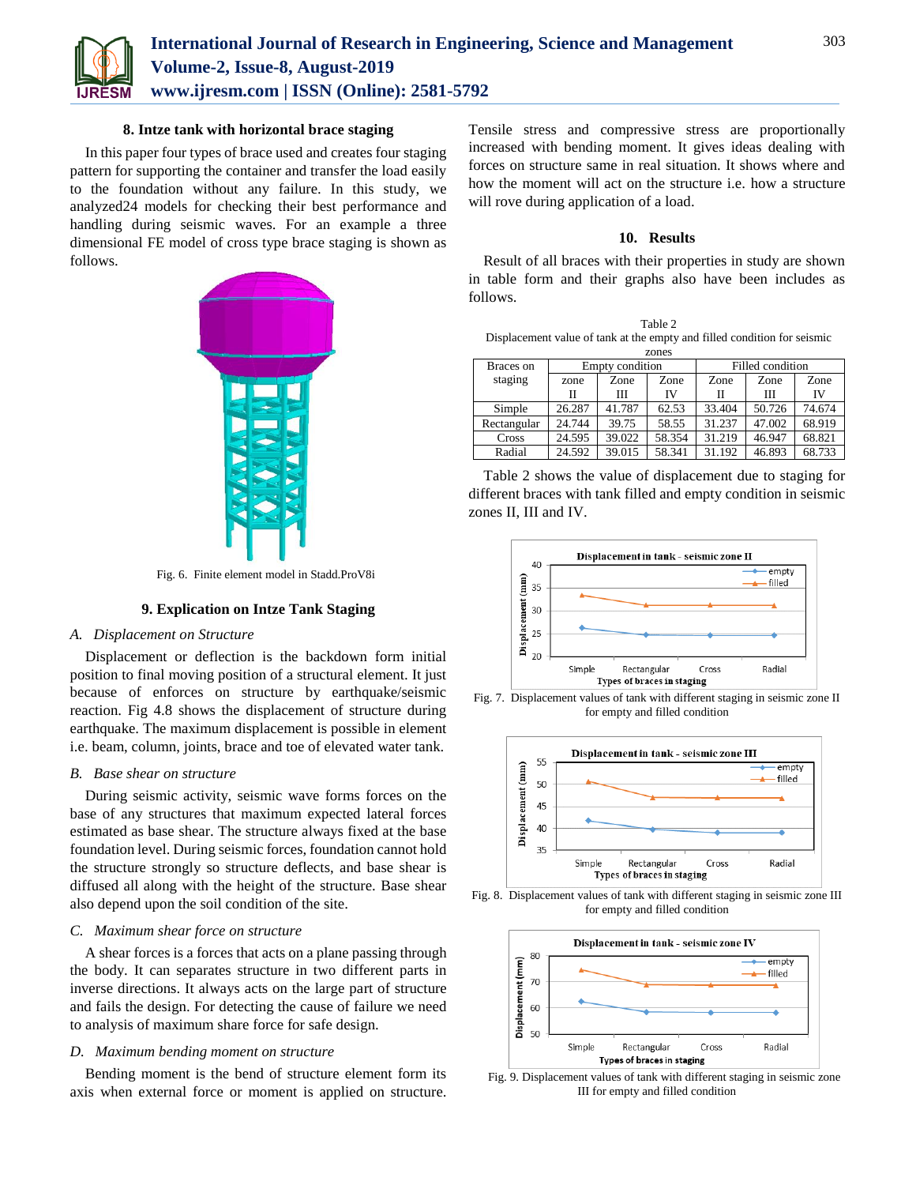### 8. Intze tank with horizontal brace staging

In this paper four types of brace used and creates four staging pattern for supporting the container and transfer the load easily to the foundation without any failure. In this study, we analyzed24 models for checking their best performance and handling during seismic waves. For an example a three dimensional FE model of cross type brace staging is shown as follows.

Fig. 6. Finite element model in Stadd.ProV8i

### 9. Explication on Intze Tank Staging

*A. Displacement on Structure*

Displacement or deflection is the backdown form initial position to final moving position of a structural element. It just because of enforces on structure by earthquake/seismic reaction. Fig 4.8 shows the displacement of structure during earthquake. The maximum displacement is possible in element i.e. beam, column, joints, brace and toe of elevated water tank.

*B. Base shear on structure*

During seismic activity, seismic wave forms forces on the base of any structures that maximum expected lateral forces estimated as base shear. The structure always fixed at the base foundation level. During seismic forces, foundation cannot hold the structure strongly so structure deflects, and base shear is diffused all along with the height of the structure. Base shear also depend upon the soil condition of the site.

*C. Maximum shear force on structure*

A shear forces is a forces that acts on a plane passing through the body. It can separates structure in two different parts in inverse directions. It always acts on the large part of structure and fails the design. For detecting the cause of failure we need to analysis of maximum share force for safe design.

*D. Maximum bending moment on structure*

Bending moment is the bend of structure element form its axis when external force or moment is applied on structure. Tensile stress and compressive stress are proportionally increased with bending moment. It gives ideas dealing with forces on structure same in real situation. It shows where and how the moment will act on the structure i.e. how a structure will rove during application of a load.

### 10. Results

Result of all braces with their properties in study are shown in table form and their graphs also have been includes as follows.

Table 2
Displacement value of tank at the empty and filled condition for seismic zones

| Braces on staging | Empty condition | | | Filled condition | | |
|---|---|---|---|---|---|---|
| | zone II | Zone III | Zone IV | Zone II | Zone III | Zone IV |
| Simple | 26.287 | 41.787 | 62.53 | 33.404 | 50.726 | 74.674 |
| Rectangular | 24.744 | 39.75 | 58.55 | 31.237 | 47.002 | 68.919 |
| Cross | 24.595 | 39.022 | 58.354 | 31.219 | 46.947 | 68.821 |
| Radial | 24.592 | 39.015 | 58.341 | 31.192 | 46.893 | 68.733 |

Table 2 shows the value of displacement due to staging for different braces with tank filled and empty condition in seismic zones II, III and IV.

Fig. 7. Displacement values of tank with different staging in seismic zone II for empty and filled condition

Fig. 8. Displacement values of tank with different staging in seismic zone III for empty and filled condition

Fig. 9. Displacement values of tank with different staging in seismic zone III for empty and filled condition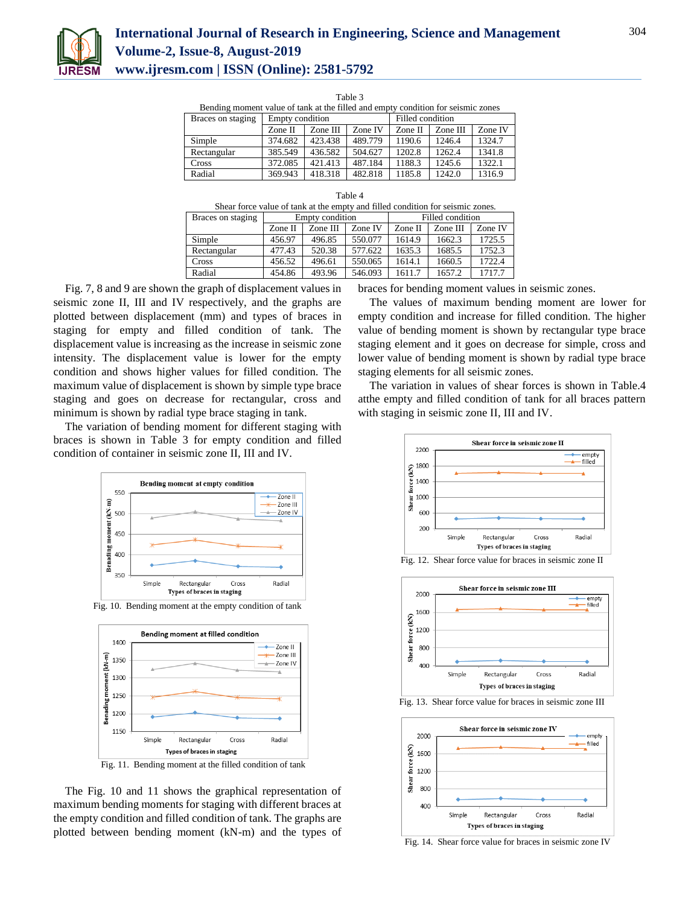Table 3

Bending moment value of tank at the filled and empty condition for seismic zones

| Braces on staging | Empty condition | | | Filled condition | | |
|---|---|---|---|---|---|---|
| | Zone II | Zone III | Zone IV | Zone II | Zone III | Zone IV |
| Simple | 374.682 | 423.438 | 489.779 | 1190.6 | 1246.4 | 1324.7 |
| Rectangular | 385.549 | 436.582 | 504.627 | 1202.8 | 1262.4 | 1341.8 |
| Cross | 372.085 | 421.413 | 487.184 | 1188.3 | 1245.6 | 1322.1 |
| Radial | 369.943 | 418.318 | 482.818 | 1185.8 | 1242.0 | 1316.9 |

Table 4

Shear force value of tank at the empty and filled condition for seismic zones.

| Braces on staging | Empty condition | | | Filled condition | | |
|---|---|---|---|---|---|---|
| | Zone II | Zone III | Zone IV | Zone II | Zone III | Zone IV |
| Simple | 456.97 | 496.85 | 550.077 | 1614.9 | 1662.3 | 1725.5 |
| Rectangular | 477.43 | 520.38 | 577.622 | 1635.3 | 1685.5 | 1752.3 |
| Cross | 456.52 | 496.61 | 550.065 | 1614.1 | 1660.5 | 1722.4 |
| Radial | 454.86 | 493.96 | 546.093 | 1611.7 | 1657.2 | 1717.7 |

Fig. 7, 8 and 9 are shown the graph of displacement values in seismic zone II, III and IV respectively, and the graphs are plotted between displacement (mm) and types of braces in staging for empty and filled condition of tank. The displacement value is increasing as the increase in seismic zone intensity. The displacement value is lower for the empty condition and shows higher values for filled condition. The maximum value of displacement is shown by simple type brace staging and goes on decrease for rectangular, cross and minimum is shown by radial type brace staging in tank.

The variation of bending moment for different staging with braces is shown in Table 3 for empty condition and filled condition of container in seismic zone II, III and IV.

Fig. 10. Bending moment at the empty condition of tank

Fig. 11. Bending moment at the filled condition of tank

The Fig. 10 and 11 shows the graphical representation of maximum bending moments for staging with different braces at the empty condition and filled condition of tank. The graphs are plotted between bending moment (kN-m) and the types of braces for bending moment values in seismic zones.

The values of maximum bending moment are lower for empty condition and increase for filled condition. The higher value of bending moment is shown by rectangular type brace staging element and it goes on decrease for simple, cross and lower value of bending moment is shown by radial type brace staging elements for all seismic zones.

The variation in values of shear forces is shown in Table.4 atthe empty and filled condition of tank for all braces pattern with staging in seismic zone II, III and IV.

Fig. 12. Shear force value for braces in seismic zone II

Fig. 13. Shear force value for braces in seismic zone III

Fig. 14. Shear force value for braces in seismic zone IV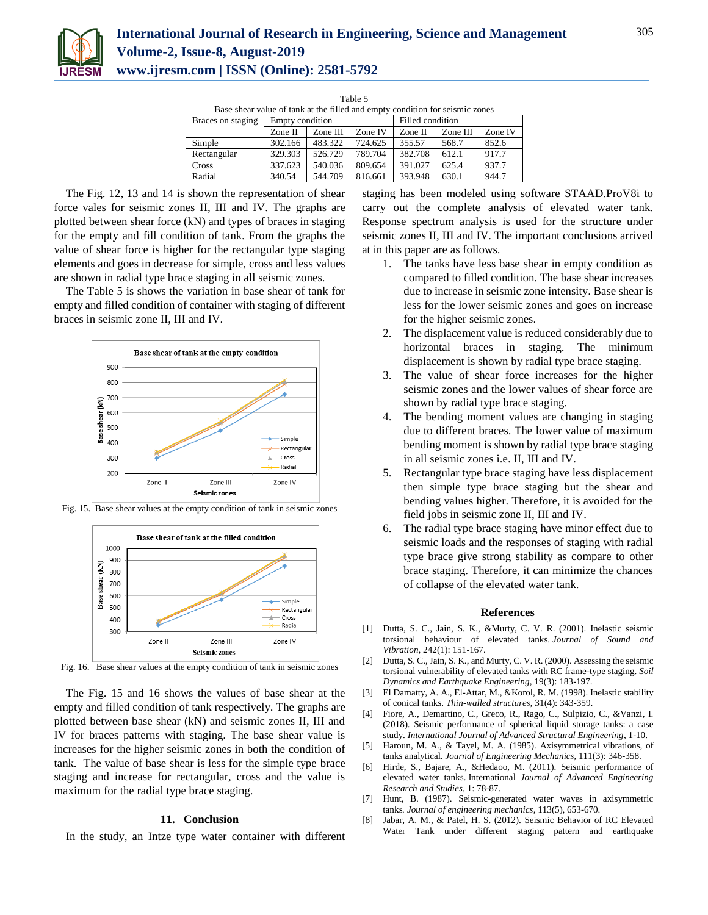Table 5
Base shear value of tank at the filled and empty condition for seismic zones

| Braces on staging | Empty condition | | | Filled condition | | |
|---|---|---|---|---|---|---|
| | Zone II | Zone III | Zone IV | Zone II | Zone III | Zone IV |
| Simple | 302.166 | 483.322 | 724.625 | 355.57 | 568.7 | 852.6 |
| Rectangular | 329.303 | 526.729 | 789.704 | 382.708 | 612.1 | 917.7 |
| Cross | 337.623 | 540.036 | 809.654 | 391.027 | 625.4 | 937.7 |
| Radial | 340.54 | 544.709 | 816.661 | 393.948 | 630.1 | 944.7 |

The Fig. 12, 13 and 14 is shown the representation of shear force vales for seismic zones II, III and IV. The graphs are plotted between shear force (kN) and types of braces in staging for the empty and fill condition of tank. From the graphs the value of shear force is higher for the rectangular type staging elements and goes in decrease for simple, cross and less values are shown in radial type brace staging in all seismic zones.

The Table 5 is shows the variation in base shear of tank for empty and filled condition of container with staging of different braces in seismic zone II, III and IV.

Fig. 15. Base shear values at the empty condition of tank in seismic zones

Fig. 16. Base shear values at the empty condition of tank in seismic zones

The Fig. 15 and 16 shows the values of base shear at the empty and filled condition of tank respectively. The graphs are plotted between base shear (kN) and seismic zones II, III and IV for braces patterns with staging. The base shear value is increases for the higher seismic zones in both the condition of tank. The value of base shear is less for the simple type brace staging and increase for rectangular, cross and the value is maximum for the radial type brace staging.

## 11. Conclusion

In the study, an Intze type water container with different staging has been modeled using software STAAD.ProV8i to carry out the complete analysis of elevated water tank. Response spectrum analysis is used for the structure under seismic zones II, III and IV. The important conclusions arrived at in this paper are as follows.

1. The tanks have less base shear in empty condition as compared to filled condition. The base shear increases due to increase in seismic zone intensity. Base shear is less for the lower seismic zones and goes on increase for the higher seismic zones.
2. The displacement value is reduced considerably due to horizontal braces in staging. The minimum displacement is shown by radial type brace staging.
3. The value of shear force increases for the higher seismic zones and the lower values of shear force are shown by radial type brace staging.
4. The bending moment values are changing in staging due to different braces. The lower value of maximum bending moment is shown by radial type brace staging in all seismic zones i.e. II, III and IV.
5. Rectangular type brace staging have less displacement then simple type brace staging but the shear and bending values higher. Therefore, it is avoided for the field jobs in seismic zone II, III and IV.
6. The radial type brace staging have minor effect due to seismic loads and the responses of staging with radial type brace give strong stability as compare to other brace staging. Therefore, it can minimize the chances of collapse of the elevated water tank.

## References

[1] Dutta, S. C., Jain, S. K., &Murty, C. V. R. (2001). Inelastic seismic torsional behaviour of elevated tanks. *Journal of Sound and Vibration*, 242(1): 151-167.

[2] Dutta, S. C., Jain, S. K., and Murty, C. V. R. (2000). Assessing the seismic torsional vulnerability of elevated tanks with RC frame-type staging. *Soil Dynamics and Earthquake Engineering*, 19(3): 183-197.

[3] El Damatty, A. A., El-Attar, M., &Korol, R. M. (1998). Inelastic stability of conical tanks. *Thin-walled structures*, 31(4): 343-359.

[4] Fiore, A., Demartino, C., Greco, R., Rago, C., Sulpizio, C., &Vanzi, I. (2018). Seismic performance of spherical liquid storage tanks: a case study. *International Journal of Advanced Structural Engineering*, 1-10.

[5] Haroun, M. A., & Tayel, M. A. (1985). Axisymmetrical vibrations, of tanks analytical. *Journal of Engineering Mechanics*, 111(3): 346-358.

[6] Hirde, S., Bajare, A., &Hedaoo, M. (2011). Seismic performance of elevated water tanks. International *Journal of Advanced Engineering Research and Studies*, 1: 78-87.

[7] Hunt, B. (1987). Seismic-generated water waves in axisymmetric tanks. *Journal of engineering mechanics*, 113(5), 653-670.

[8] Jabar, A. M., & Patel, H. S. (2012). Seismic Behavior of RC Elevated Water Tank under different staging pattern and earthquake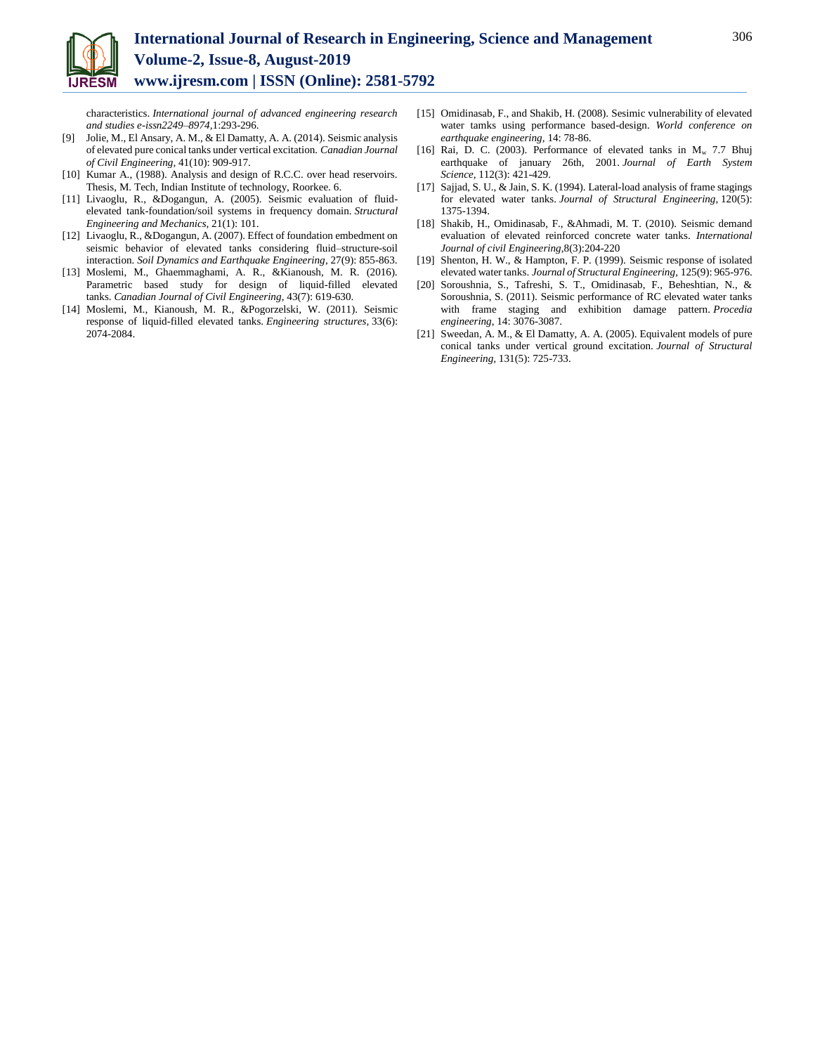characteristics. *International journal of advanced engineering research and studies e-issn2249–8974*,1:293-296.

[9] Jolie, M., El Ansary, A. M., & El Damatty, A. A. (2014). Seismic analysis of elevated pure conical tanks under vertical excitation. *Canadian Journal of Civil Engineering*, 41(10): 909-917.

[10] Kumar A., (1988). Analysis and design of R.C.C. over head reservoirs. Thesis, M. Tech, Indian Institute of technology, Roorkee. 6.

[11] Livaoglu, R., &Dogangun, A. (2005). Seismic evaluation of fluid-elevated tank-foundation/soil systems in frequency domain. *Structural Engineering and Mechanics*, 21(1): 101.

[12] Livaoglu, R., &Dogangun, A. (2007). Effect of foundation embedment on seismic behavior of elevated tanks considering fluid–structure-soil interaction. *Soil Dynamics and Earthquake Engineering*, 27(9): 855-863.

[13] Moslemi, M., Ghaemmaghami, A. R., &Kianoush, M. R. (2016). Parametric based study for design of liquid-filled elevated tanks. *Canadian Journal of Civil Engineering*, 43(7): 619-630.

[14] Moslemi, M., Kianoush, M. R., &Pogorzelski, W. (2011). Seismic response of liquid-filled elevated tanks. *Engineering structures*, 33(6): 2074-2084.

[15] Omidinasab, F., and Shakib, H. (2008). Sesimic vulnerability of elevated water tamks using performance based-design. *World conference on earthquake engineering*, 14: 78-86.

[16] Rai, D. C. (2003). Performance of elevated tanks in $M_w$ 7.7 Bhuj earthquake of january 26th, 2001. *Journal of Earth System Science*, 112(3): 421-429.

[17] Sajjad, S. U., & Jain, S. K. (1994). Lateral-load analysis of frame stagings for elevated water tanks. *Journal of Structural Engineering*, 120(5): 1375-1394.

[18] Shakib, H., Omidinasab, F., &Ahmadi, M. T. (2010). Seismic demand evaluation of elevated reinforced concrete water tanks. *International Journal of civil Engineering*,8(3):204-220

[19] Shenton, H. W., & Hampton, F. P. (1999). Seismic response of isolated elevated water tanks. *Journal of Structural Engineering*, 125(9): 965-976.

[20] Soroushnia, S., Tafreshi, S. T., Omidinasab, F., Beheshtian, N., & Soroushnia, S. (2011). Seismic performance of RC elevated water tanks with frame staging and exhibition damage pattern. *Procedia engineering*, 14: 3076-3087.

[21] Sweedan, A. M., & El Damatty, A. A. (2005). Equivalent models of pure conical tanks under vertical ground excitation. *Journal of Structural Engineering*, 131(5): 725-733.